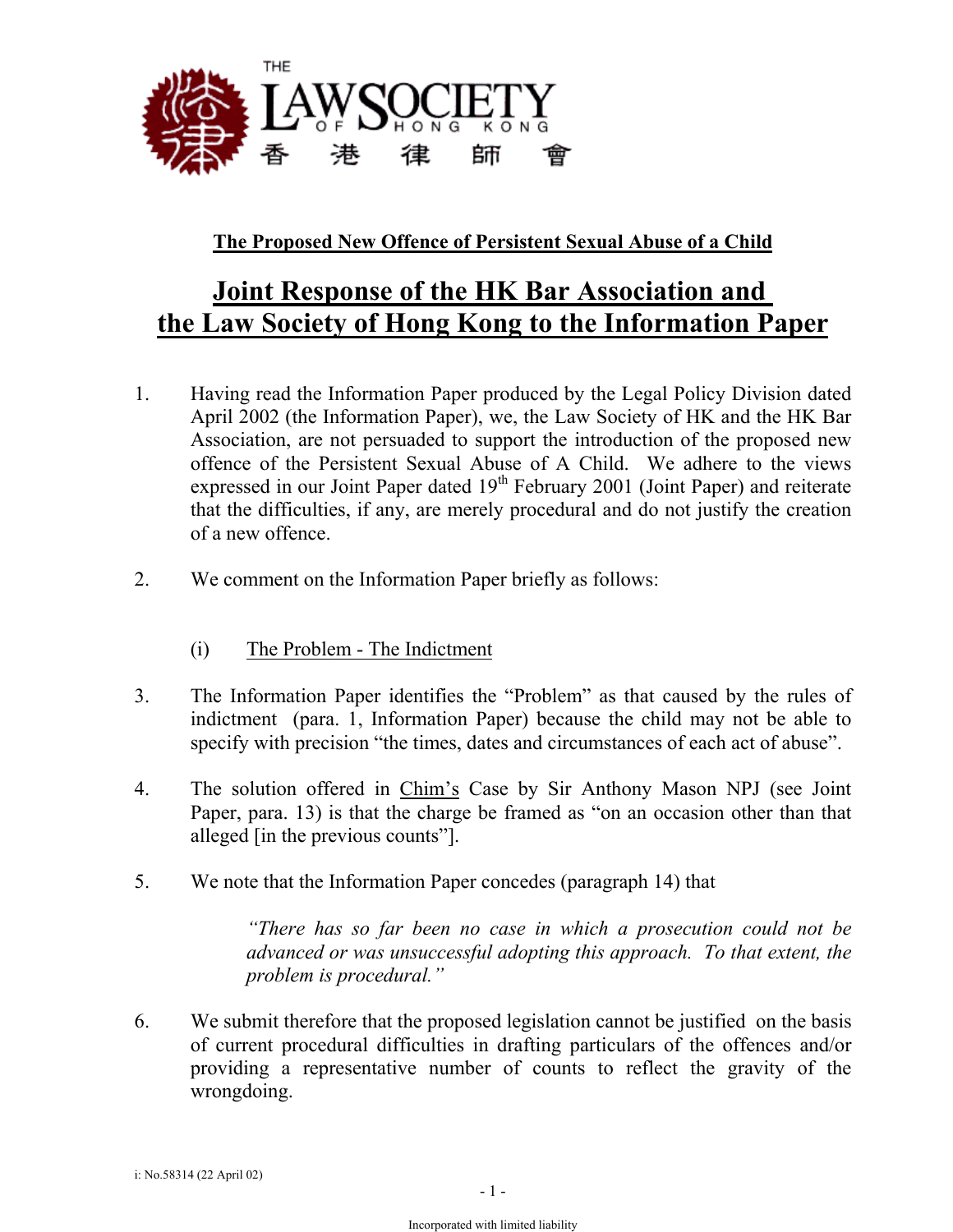THE LAW SOCIETY OF HONG KONG 香港律師會

## The Proposed New Offence of Persistent Sexual Abuse of a Child

# Joint Response of the HK Bar Association and the Law Society of Hong Kong to the Information Paper

1. Having read the Information Paper produced by the Legal Policy Division dated April 2002 (the Information Paper), we, the Law Society of HK and the HK Bar Association, are not persuaded to support the introduction of the proposed new offence of the Persistent Sexual Abuse of A Child. We adhere to the views expressed in our Joint Paper dated 19th February 2001 (Joint Paper) and reiterate that the difficulties, if any, are merely procedural and do not justify the creation of a new offence.

2. We comment on the Information Paper briefly as follows:

   (i) The Problem - The Indictment

3. The Information Paper identifies the "Problem" as that caused by the rules of indictment (para. 1, Information Paper) because the child may not be able to specify with precision "the times, dates and circumstances of each act of abuse".

4. The solution offered in Chim's Case by Sir Anthony Mason NPJ (see Joint Paper, para. 13) is that the charge be framed as "on an occasion other than that alleged [in the previous counts"].

5. We note that the Information Paper concedes (paragraph 14) that

   > *"There has so far been no case in which a prosecution could not be advanced or was unsuccessful adopting this approach. To that extent, the problem is procedural."*

6. We submit therefore that the proposed legislation cannot be justified on the basis of current procedural difficulties in drafting particulars of the offences and/or providing a representative number of counts to reflect the gravity of the wrongdoing.

i: No.58314 (22 April 02)

Incorporated with limited liability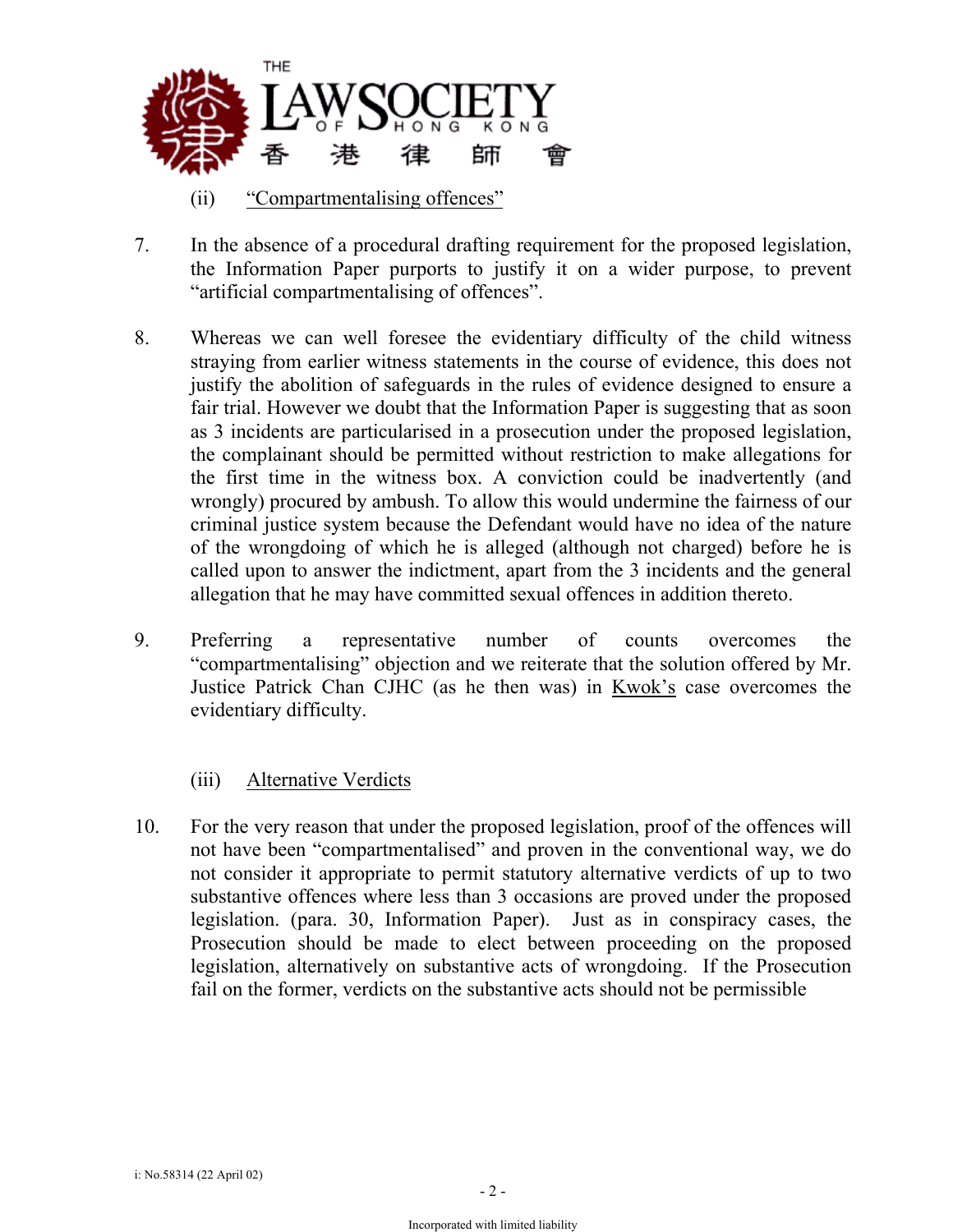(ii) <u>"Compartmentalising offences"</u>

7. In the absence of a procedural drafting requirement for the proposed legislation, the Information Paper purports to justify it on a wider purpose, to prevent "artificial compartmentalising of offences".

8. Whereas we can well foresee the evidentiary difficulty of the child witness straying from earlier witness statements in the course of evidence, this does not justify the abolition of safeguards in the rules of evidence designed to ensure a fair trial. However we doubt that the Information Paper is suggesting that as soon as 3 incidents are particularised in a prosecution under the proposed legislation, the complainant should be permitted without restriction to make allegations for the first time in the witness box. A conviction could be inadvertently (and wrongly) procured by ambush. To allow this would undermine the fairness of our criminal justice system because the Defendant would have no idea of the nature of the wrongdoing of which he is alleged (although not charged) before he is called upon to answer the indictment, apart from the 3 incidents and the general allegation that he may have committed sexual offences in addition thereto.

9. Preferring a representative number of counts overcomes the "compartmentalising" objection and we reiterate that the solution offered by Mr. Justice Patrick Chan CJHC (as he then was) in <u>Kwok's</u> case overcomes the evidentiary difficulty.

(iii) <u>Alternative Verdicts</u>

10. For the very reason that under the proposed legislation, proof of the offences will not have been "compartmentalised" and proven in the conventional way, we do not consider it appropriate to permit statutory alternative verdicts of up to two substantive offences where less than 3 occasions are proved under the proposed legislation. (para. 30, Information Paper). Just as in conspiracy cases, the Prosecution should be made to elect between proceeding on the proposed legislation, alternatively on substantive acts of wrongdoing. If the Prosecution fail on the former, verdicts on the substantive acts should not be permissible

i: No.58314 (22 April 02)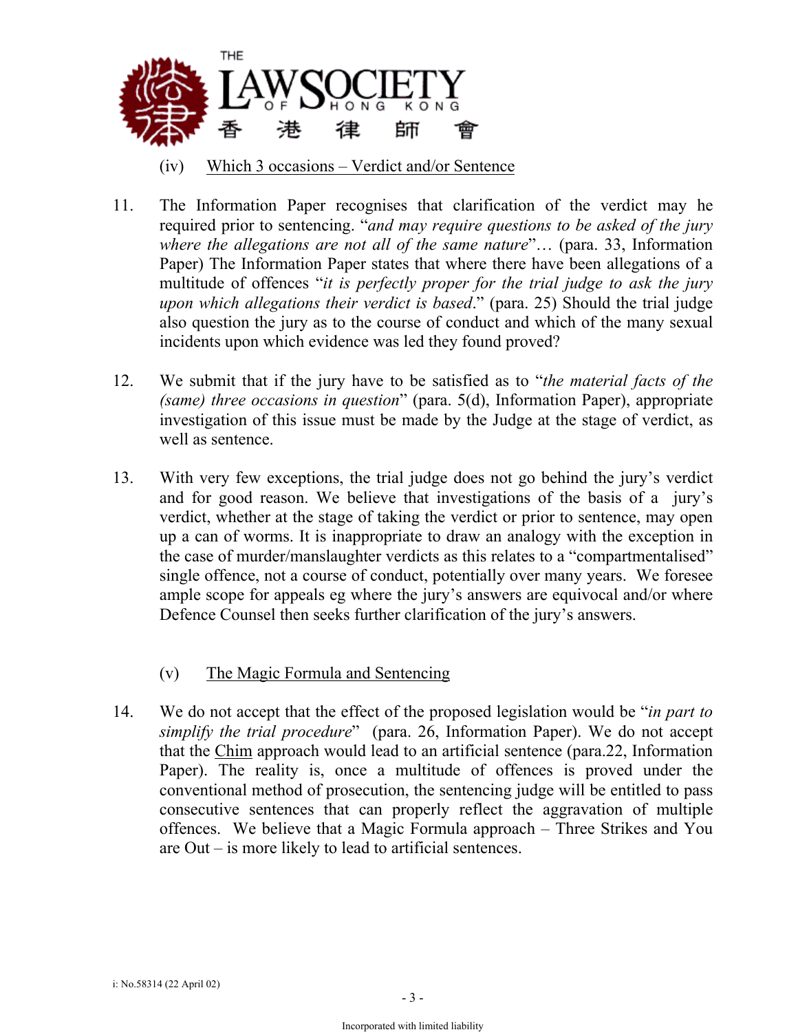(iv) Which 3 occasions – Verdict and/or Sentence

11. The Information Paper recognises that clarification of the verdict may he required prior to sentencing. "*and may require questions to be asked of the jury where the allegations are not all of the same nature*"… (para. 33, Information Paper) The Information Paper states that where there have been allegations of a multitude of offences "*it is perfectly proper for the trial judge to ask the jury upon which allegations their verdict is based*." (para. 25) Should the trial judge also question the jury as to the course of conduct and which of the many sexual incidents upon which evidence was led they found proved?

12. We submit that if the jury have to be satisfied as to "*the material facts of the (same) three occasions in question*" (para. 5(d), Information Paper), appropriate investigation of this issue must be made by the Judge at the stage of verdict, as well as sentence.

13. With very few exceptions, the trial judge does not go behind the jury's verdict and for good reason. We believe that investigations of the basis of a jury's verdict, whether at the stage of taking the verdict or prior to sentence, may open up a can of worms. It is inappropriate to draw an analogy with the exception in the case of murder/manslaughter verdicts as this relates to a "compartmentalised" single offence, not a course of conduct, potentially over many years. We foresee ample scope for appeals eg where the jury's answers are equivocal and/or where Defence Counsel then seeks further clarification of the jury's answers.

(v) The Magic Formula and Sentencing

14. We do not accept that the effect of the proposed legislation would be "*in part to simplify the trial procedure*" (para. 26, Information Paper). We do not accept that the Chim approach would lead to an artificial sentence (para.22, Information Paper). The reality is, once a multitude of offences is proved under the conventional method of prosecution, the sentencing judge will be entitled to pass consecutive sentences that can properly reflect the aggravation of multiple offences. We believe that a Magic Formula approach – Three Strikes and You are Out – is more likely to lead to artificial sentences.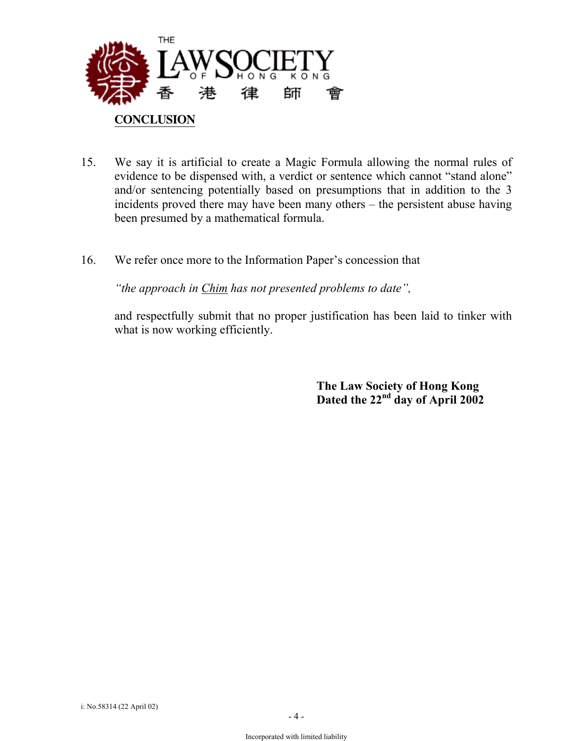## CONCLUSION

15. We say it is artificial to create a Magic Formula allowing the normal rules of evidence to be dispensed with, a verdict or sentence which cannot "stand alone" and/or sentencing potentially based on presumptions that in addition to the 3 incidents proved there may have been many others – the persistent abuse having been presumed by a mathematical formula.

16. We refer once more to the Information Paper's concession that

*"the approach in Chim has not presented problems to date",*

and respectfully submit that no proper justification has been laid to tinker with what is now working efficiently.

**The Law Society of Hong Kong**
**Dated the 22nd day of April 2002**

i: No.58314 (22 April 02)

Incorporated with limited liability